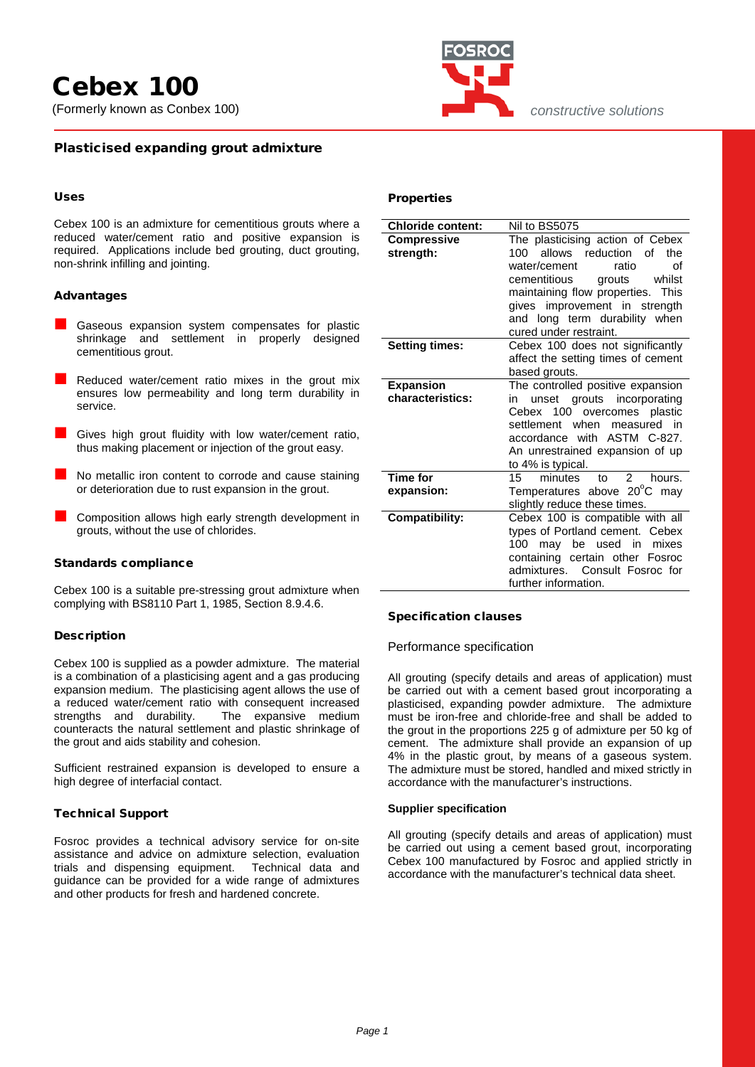# Cebex 100

(Formerly known as Conbex 100)

*constructive solutions*

## Plasticised expanding grout admixture

### Uses

Cebex 100 is an admixture for cementitious grouts where a reduced water/cement ratio and positive expansion is required. Applications include bed grouting, duct grouting, non-shrink infilling and jointing.

### Advantages

- Gaseous expansion system compensates for plastic shrinkage and settlement in properly designed cementitious grout.
- Reduced water/cement ratio mixes in the grout mix ensures low permeability and long term durability in service.
- Gives high grout fluidity with low water/cement ratio, thus making placement or injection of the grout easy.
- No metallic iron content to corrode and cause staining or deterioration due to rust expansion in the grout.
- Composition allows high early strength development in grouts, without the use of chlorides.

### Standards compliance

Cebex 100 is a suitable pre-stressing grout admixture when complying with BS8110 Part 1, 1985, Section 8.9.4.6.

### Description

Cebex 100 is supplied as a powder admixture. The material is a combination of a plasticising agent and a gas producing expansion medium. The plasticising agent allows the use of a reduced water/cement ratio with consequent increased strengths and durability. The expansive medium counteracts the natural settlement and plastic shrinkage of the grout and aids stability and cohesion.

Sufficient restrained expansion is developed to ensure a high degree of interfacial contact.

### Technical Support

Fosroc provides a technical advisory service for on-site assistance and advice on admixture selection, evaluation trials and dispensing equipment. Technical data and guidance can be provided for a wide range of admixtures and other products for fresh and hardened concrete.

### Properties

| | |
|---|---|
| **Chloride content:** | Nil to BS5075 |
| **Compressive strength:** | The plasticising action of Cebex 100 allows reduction of the water/cement ratio of cementitious grouts whilst maintaining flow properties. This gives improvement in strength and long term durability when cured under restraint. |
| **Setting times:** | Cebex 100 does not significantly affect the setting times of cement based grouts. |
| **Expansion characteristics:** | The controlled positive expansion in unset grouts incorporating Cebex 100 overcomes plastic settlement when measured in accordance with ASTM C-827. An unrestrained expansion of up to 4% is typical. |
| **Time for expansion:** | 15 minutes to 2 hours. Temperatures above 20°C may slightly reduce these times. |
| **Compatibility:** | Cebex 100 is compatible with all types of Portland cement. Cebex 100 may be used in mixes containing certain other Fosroc admixtures. Consult Fosroc for further information. |

### Specification clauses

Performance specification

All grouting (specify details and areas of application) must be carried out with a cement based grout incorporating a plasticised, expanding powder admixture. The admixture must be iron-free and chloride-free and shall be added to the grout in the proportions 225 g of admixture per 50 kg of cement. The admixture shall provide an expansion of up 4% in the plastic grout, by means of a gaseous system. The admixture must be stored, handled and mixed strictly in accordance with the manufacturer's instructions.

**Supplier specification**

All grouting (specify details and areas of application) must be carried out using a cement based grout, incorporating Cebex 100 manufactured by Fosroc and applied strictly in accordance with the manufacturer's technical data sheet.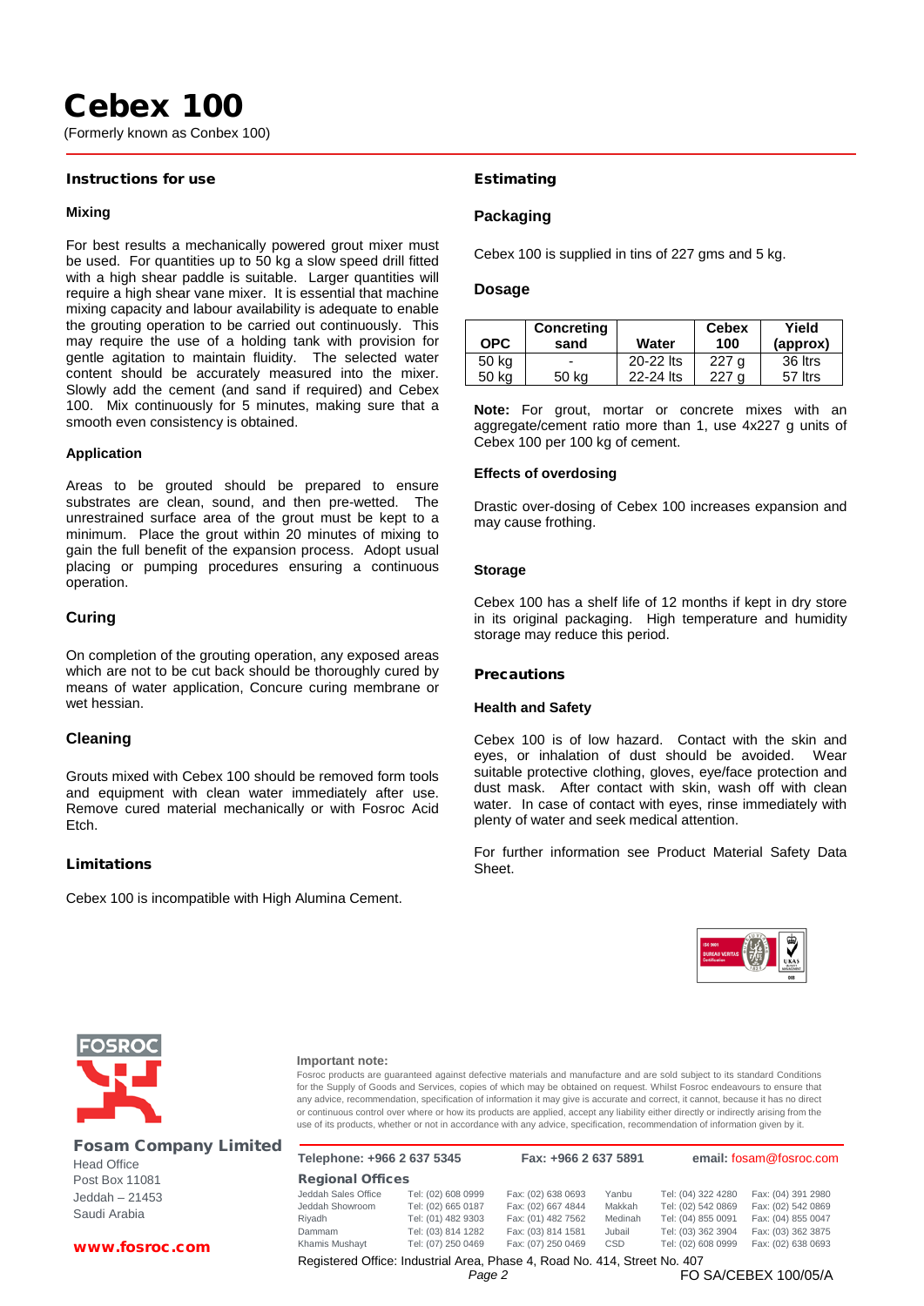# Cebex 100

(Formerly known as Conbex 100)

## Instructions for use

### Mixing

For best results a mechanically powered grout mixer must be used. For quantities up to 50 kg a slow speed drill fitted with a high shear paddle is suitable. Larger quantities will require a high shear vane mixer. It is essential that machine mixing capacity and labour availability is adequate to enable the grouting operation to be carried out continuously. This may require the use of a holding tank with provision for gentle agitation to maintain fluidity. The selected water content should be accurately measured into the mixer. Slowly add the cement (and sand if required) and Cebex 100. Mix continuously for 5 minutes, making sure that a smooth even consistency is obtained.

### Application

Areas to be grouted should be prepared to ensure substrates are clean, sound, and then pre-wetted. The unrestrained surface area of the grout must be kept to a minimum. Place the grout within 20 minutes of mixing to gain the full benefit of the expansion process. Adopt usual placing or pumping procedures ensuring a continuous operation.

## Curing

On completion of the grouting operation, any exposed areas which are not to be cut back should be thoroughly cured by means of water application, Concure curing membrane or wet hessian.

## Cleaning

Grouts mixed with Cebex 100 should be removed form tools and equipment with clean water immediately after use. Remove cured material mechanically or with Fosroc Acid Etch.

## Limitations

Cebex 100 is incompatible with High Alumina Cement.

## Estimating

### Packaging

Cebex 100 is supplied in tins of 227 gms and 5 kg.

### Dosage

| OPC | Concreting sand | Water | Cebex 100 | Yield (approx) |
|---|---|---|---|---|
| 50 kg | - | 20-22 lts | 227 g | 36 ltrs |
| 50 kg | 50 kg | 22-24 lts | 227 g | 57 ltrs |

**Note:** For grout, mortar or concrete mixes with an aggregate/cement ratio more than 1, use 4x227 g units of Cebex 100 per 100 kg of cement.

### Effects of overdosing

Drastic over-dosing of Cebex 100 increases expansion and may cause frothing.

### Storage

Cebex 100 has a shelf life of 12 months if kept in dry store in its original packaging. High temperature and humidity storage may reduce this period.

## Precautions

### Health and Safety

Cebex 100 is of low hazard. Contact with the skin and eyes, or inhalation of dust should be avoided. Wear suitable protective clothing, gloves, eye/face protection and dust mask. After contact with skin, wash off with clean water. In case of contact with eyes, rinse immediately with plenty of water and seek medical attention.

For further information see Product Material Safety Data Sheet.

**Important note:**

Fosroc products are guaranteed against defective materials and manufacture and are sold subject to its standard Conditions for the Supply of Goods and Services, copies of which may be obtained on request. Whilst Fosroc endeavours to ensure that any advice, recommendation, specification of information it may give is accurate and correct, it cannot, because it has no direct or continuous control over where or how its products are applied, accept any liability either directly or indirectly arising from the use of its products, whether or not in accordance with any advice, specification, recommendation of information given by it.

**Fosam Company Limited**
Head Office
Post Box 11081
Jeddah – 21453
Saudi Arabia

**www.fosroc.com**

**Telephone: +966 2 637 5345** | **Fax: +966 2 637 5891** | **email:** fosam@fosroc.com

**Regional Offices**

| | | | | | |
|---|---|---|---|---|---|
| Jeddah Sales Office | Tel: (02) 608 0999 | Fax: (02) 638 0693 | Yanbu | Tel: (04) 322 4280 | Fax: (04) 391 2980 |
| Jeddah Showroom | Tel: (02) 665 0187 | Fax: (02) 667 4844 | Makkah | Tel: (02) 542 0869 | Fax: (02) 542 0869 |
| Riyadh | Tel: (01) 482 9303 | Fax: (01) 482 7562 | Medinah | Tel: (04) 855 0091 | Fax: (04) 855 0047 |
| Dammam | Tel: (03) 814 1282 | Fax: (03) 814 1581 | Jubail | Tel: (03) 362 3904 | Fax: (03) 362 3875 |
| Khamis Mushayt | Tel: (07) 250 0469 | Fax: (07) 250 0469 | CSD | Tel: (02) 608 0999 | Fax: (02) 638 0693 |

Registered Office: Industrial Area, Phase 4, Road No. 414, Street No. 407

FO SA/CEBEX 100/05/A